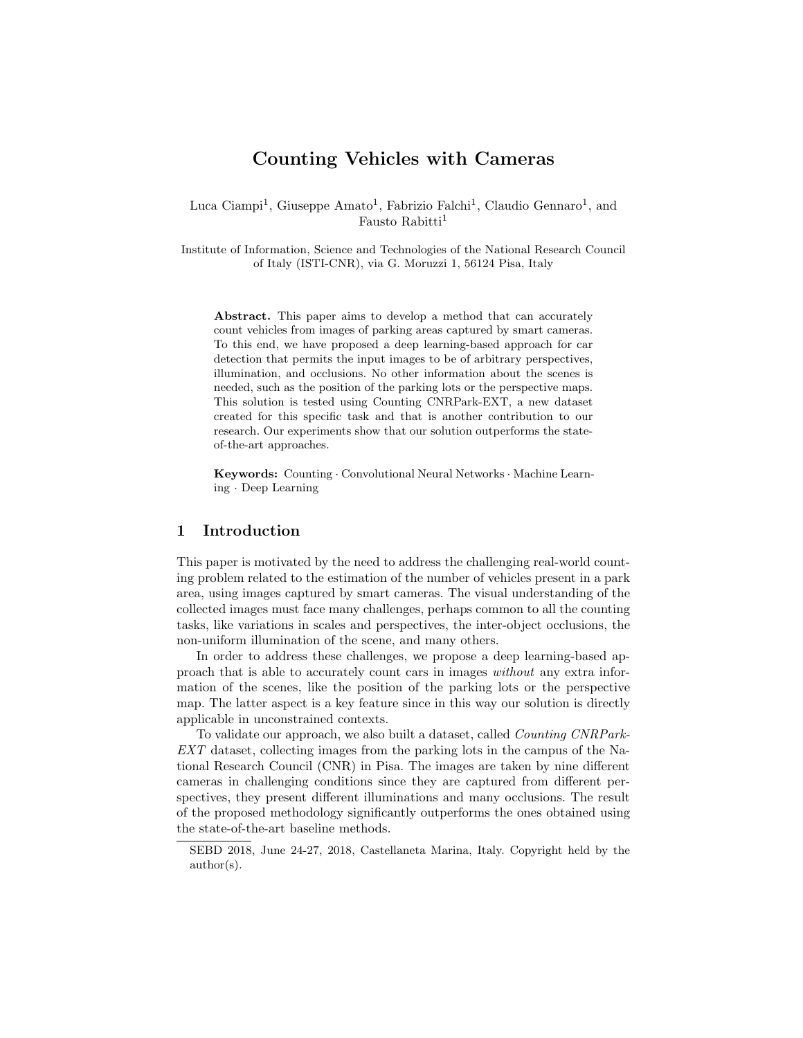# Counting Vehicles with Cameras

Luca Ciampi[1], Giuseppe Amato[1], Fabrizio Falchi[1], Claudio Gennaro[1], and Fausto Rabitti[1]

Institute of Information, Science and Technologies of the National Research Council of Italy (ISTI-CNR), via G. Moruzzi 1, 56124 Pisa, Italy

**Abstract.** This paper aims to develop a method that can accurately count vehicles from images of parking areas captured by smart cameras. To this end, we have proposed a deep learning-based approach for car detection that permits the input images to be of arbitrary perspectives, illumination, and occlusions. No other information about the scenes is needed, such as the position of the parking lots or the perspective maps. This solution is tested using Counting CNRPark-EXT, a new dataset created for this specific task and that is another contribution to our research. Our experiments show that our solution outperforms the state-of-the-art approaches.

**Keywords:** Counting · Convolutional Neural Networks · Machine Learning · Deep Learning

## 1 Introduction

This paper is motivated by the need to address the challenging real-world counting problem related to the estimation of the number of vehicles present in a park area, using images captured by smart cameras. The visual understanding of the collected images must face many challenges, perhaps common to all the counting tasks, like variations in scales and perspectives, the inter-object occlusions, the non-uniform illumination of the scene, and many others.

In order to address these challenges, we propose a deep learning-based approach that is able to accurately count cars in images *without* any extra information of the scenes, like the position of the parking lots or the perspective map. The latter aspect is a key feature since in this way our solution is directly applicable in unconstrained contexts.

To validate our approach, we also built a dataset, called *Counting CNRPark-EXT* dataset, collecting images from the parking lots in the campus of the National Research Council (CNR) in Pisa. The images are taken by nine different cameras in challenging conditions since they are captured from different perspectives, they present different illuminations and many occlusions. The result of the proposed methodology significantly outperforms the ones obtained using the state-of-the-art baseline methods.

SEBD 2018, June 24-27, 2018, Castellaneta Marina, Italy. Copyright held by the author(s).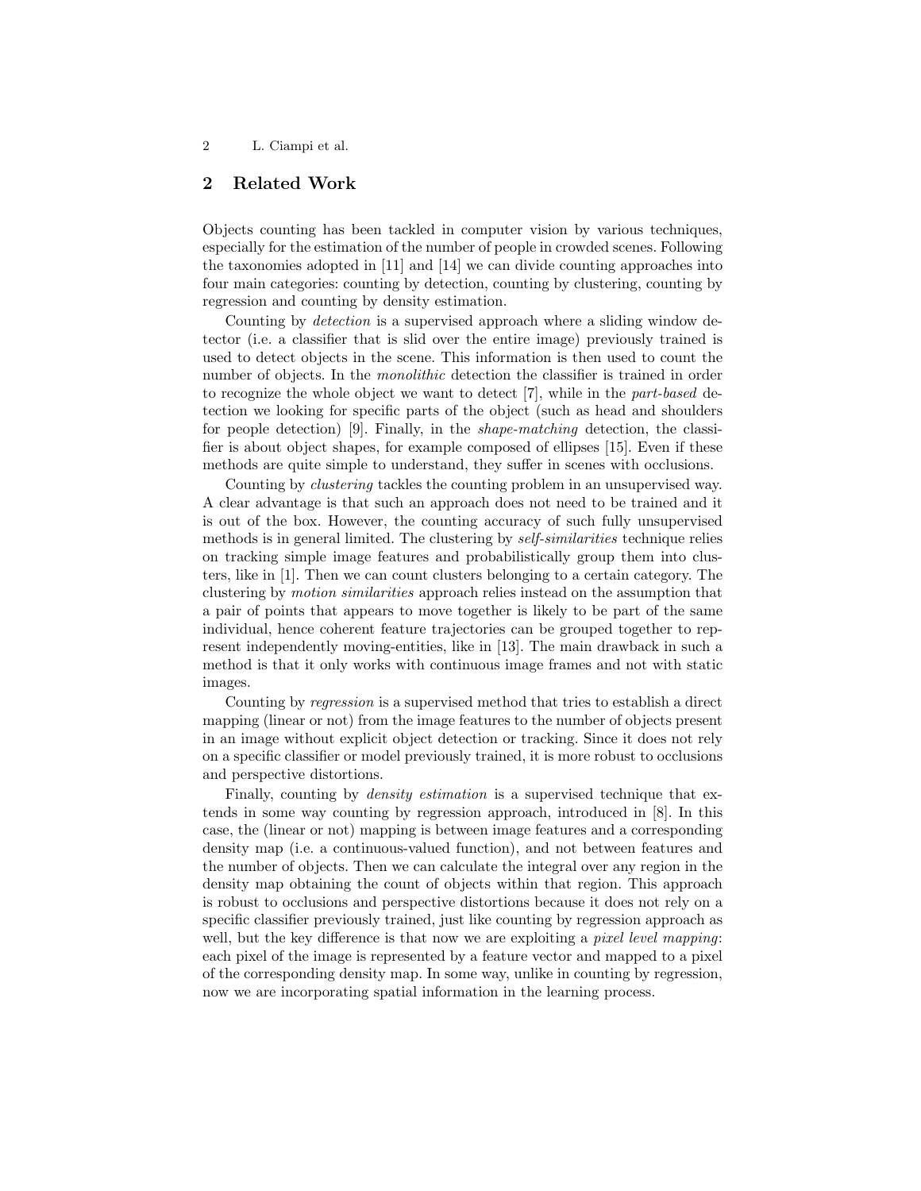## 2 Related Work

Objects counting has been tackled in computer vision by various techniques, especially for the estimation of the number of people in crowded scenes. Following the taxonomies adopted in [11] and [14] we can divide counting approaches into four main categories: counting by detection, counting by clustering, counting by regression and counting by density estimation.

Counting by *detection* is a supervised approach where a sliding window detector (i.e. a classifier that is slid over the entire image) previously trained is used to detect objects in the scene. This information is then used to count the number of objects. In the *monolithic* detection the classifier is trained in order to recognize the whole object we want to detect [7], while in the *part-based* detection we looking for specific parts of the object (such as head and shoulders for people detection) [9]. Finally, in the *shape-matching* detection, the classifier is about object shapes, for example composed of ellipses [15]. Even if these methods are quite simple to understand, they suffer in scenes with occlusions.

Counting by *clustering* tackles the counting problem in an unsupervised way. A clear advantage is that such an approach does not need to be trained and it is out of the box. However, the counting accuracy of such fully unsupervised methods is in general limited. The clustering by *self-similarities* technique relies on tracking simple image features and probabilistically group them into clusters, like in [1]. Then we can count clusters belonging to a certain category. The clustering by *motion similarities* approach relies instead on the assumption that a pair of points that appears to move together is likely to be part of the same individual, hence coherent feature trajectories can be grouped together to represent independently moving-entities, like in [13]. The main drawback in such a method is that it only works with continuous image frames and not with static images.

Counting by *regression* is a supervised method that tries to establish a direct mapping (linear or not) from the image features to the number of objects present in an image without explicit object detection or tracking. Since it does not rely on a specific classifier or model previously trained, it is more robust to occlusions and perspective distortions.

Finally, counting by *density estimation* is a supervised technique that extends in some way counting by regression approach, introduced in [8]. In this case, the (linear or not) mapping is between image features and a corresponding density map (i.e. a continuous-valued function), and not between features and the number of objects. Then we can calculate the integral over any region in the density map obtaining the count of objects within that region. This approach is robust to occlusions and perspective distortions because it does not rely on a specific classifier previously trained, just like counting by regression approach as well, but the key difference is that now we are exploiting a *pixel level mapping*: each pixel of the image is represented by a feature vector and mapped to a pixel of the corresponding density map. In some way, unlike in counting by regression, now we are incorporating spatial information in the learning process.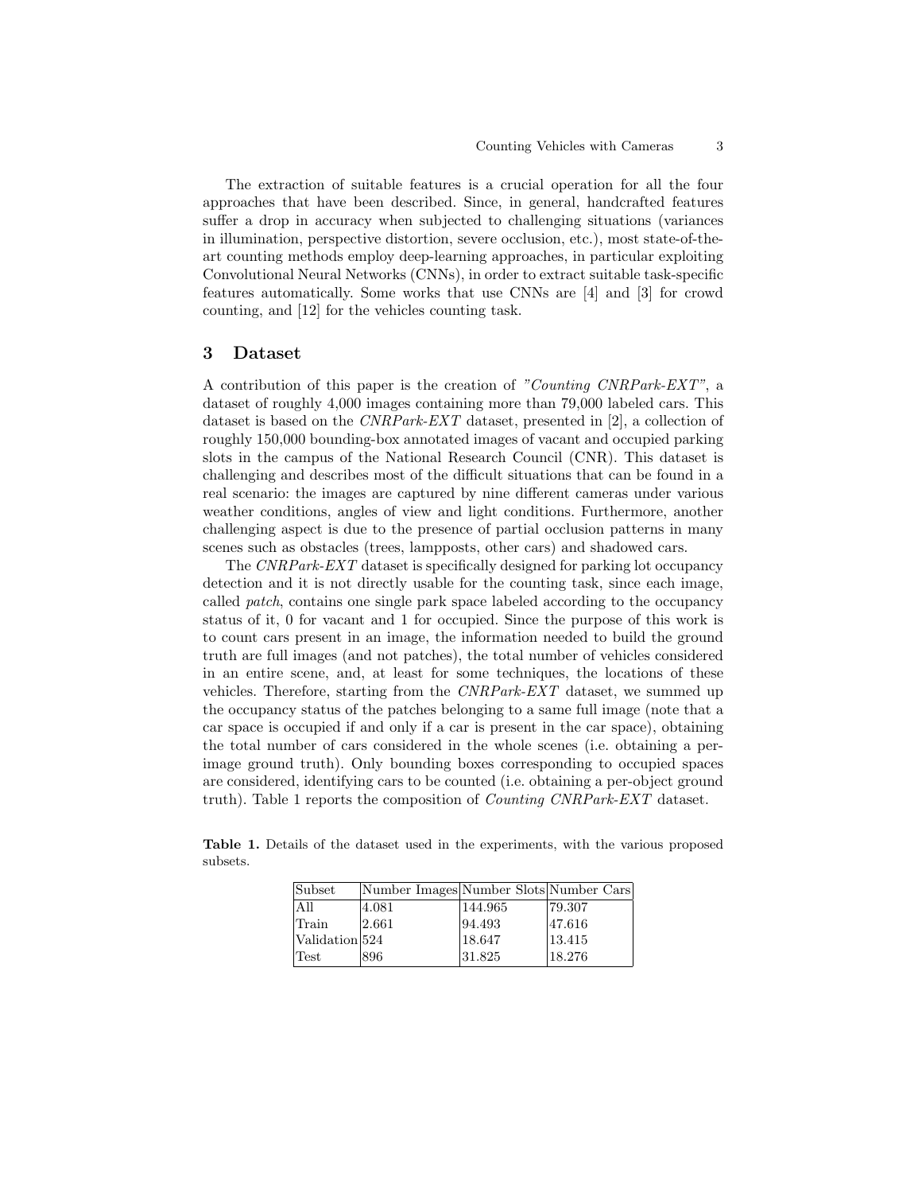The extraction of suitable features is a crucial operation for all the four approaches that have been described. Since, in general, handcrafted features suffer a drop in accuracy when subjected to challenging situations (variances in illumination, perspective distortion, severe occlusion, etc.), most state-of-the-art counting methods employ deep-learning approaches, in particular exploiting Convolutional Neural Networks (CNNs), in order to extract suitable task-specific features automatically. Some works that use CNNs are [4] and [3] for crowd counting, and [12] for the vehicles counting task.

## 3 Dataset

A contribution of this paper is the creation of *"Counting CNRPark-EXT"*, a dataset of roughly 4,000 images containing more than 79,000 labeled cars. This dataset is based on the *CNRPark-EXT* dataset, presented in [2], a collection of roughly 150,000 bounding-box annotated images of vacant and occupied parking slots in the campus of the National Research Council (CNR). This dataset is challenging and describes most of the difficult situations that can be found in a real scenario: the images are captured by nine different cameras under various weather conditions, angles of view and light conditions. Furthermore, another challenging aspect is due to the presence of partial occlusion patterns in many scenes such as obstacles (trees, lampposts, other cars) and shadowed cars.

The *CNRPark-EXT* dataset is specifically designed for parking lot occupancy detection and it is not directly usable for the counting task, since each image, called *patch*, contains one single park space labeled according to the occupancy status of it, 0 for vacant and 1 for occupied. Since the purpose of this work is to count cars present in an image, the information needed to build the ground truth are full images (and not patches), the total number of vehicles considered in an entire scene, and, at least for some techniques, the locations of these vehicles. Therefore, starting from the *CNRPark-EXT* dataset, we summed up the occupancy status of the patches belonging to a same full image (note that a car space is occupied if and only if a car is present in the car space), obtaining the total number of cars considered in the whole scenes (i.e. obtaining a per-image ground truth). Only bounding boxes corresponding to occupied spaces are considered, identifying cars to be counted (i.e. obtaining a per-object ground truth). Table 1 reports the composition of *Counting CNRPark-EXT* dataset.

**Table 1.** Details of the dataset used in the experiments, with the various proposed subsets.

| Subset | Number Images | Number Slots | Number Cars |
|---|---|---|---|
| All | 4.081 | 144.965 | 79.307 |
| Train | 2.661 | 94.493 | 47.616 |
| Validation | 524 | 18.647 | 13.415 |
| Test | 896 | 31.825 | 18.276 |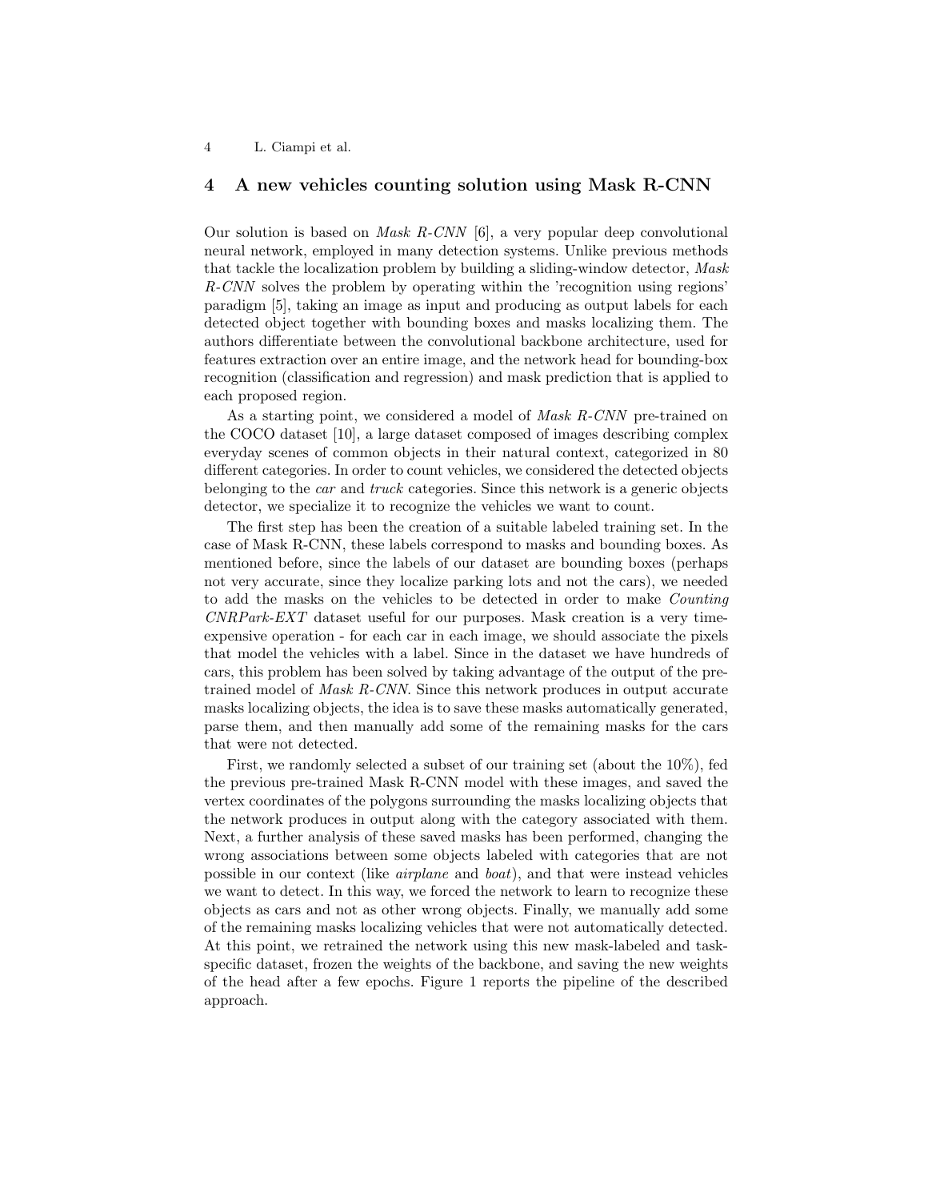## 4 A new vehicles counting solution using Mask R-CNN

Our solution is based on *Mask R-CNN* [6], a very popular deep convolutional neural network, employed in many detection systems. Unlike previous methods that tackle the localization problem by building a sliding-window detector, *Mask R-CNN* solves the problem by operating within the 'recognition using regions' paradigm [5], taking an image as input and producing as output labels for each detected object together with bounding boxes and masks localizing them. The authors differentiate between the convolutional backbone architecture, used for features extraction over an entire image, and the network head for bounding-box recognition (classification and regression) and mask prediction that is applied to each proposed region.

As a starting point, we considered a model of *Mask R-CNN* pre-trained on the COCO dataset [10], a large dataset composed of images describing complex everyday scenes of common objects in their natural context, categorized in 80 different categories. In order to count vehicles, we considered the detected objects belonging to the *car* and *truck* categories. Since this network is a generic objects detector, we specialize it to recognize the vehicles we want to count.

The first step has been the creation of a suitable labeled training set. In the case of Mask R-CNN, these labels correspond to masks and bounding boxes. As mentioned before, since the labels of our dataset are bounding boxes (perhaps not very accurate, since they localize parking lots and not the cars), we needed to add the masks on the vehicles to be detected in order to make *Counting CNRPark-EXT* dataset useful for our purposes. Mask creation is a very time-expensive operation - for each car in each image, we should associate the pixels that model the vehicles with a label. Since in the dataset we have hundreds of cars, this problem has been solved by taking advantage of the output of the pre-trained model of *Mask R-CNN*. Since this network produces in output accurate masks localizing objects, the idea is to save these masks automatically generated, parse them, and then manually add some of the remaining masks for the cars that were not detected.

First, we randomly selected a subset of our training set (about the 10%), fed the previous pre-trained Mask R-CNN model with these images, and saved the vertex coordinates of the polygons surrounding the masks localizing objects that the network produces in output along with the category associated with them. Next, a further analysis of these saved masks has been performed, changing the wrong associations between some objects labeled with categories that are not possible in our context (like *airplane* and *boat*), and that were instead vehicles we want to detect. In this way, we forced the network to learn to recognize these objects as cars and not as other wrong objects. Finally, we manually add some of the remaining masks localizing vehicles that were not automatically detected. At this point, we retrained the network using this new mask-labeled and task-specific dataset, frozen the weights of the backbone, and saving the new weights of the head after a few epochs. Figure 1 reports the pipeline of the described approach.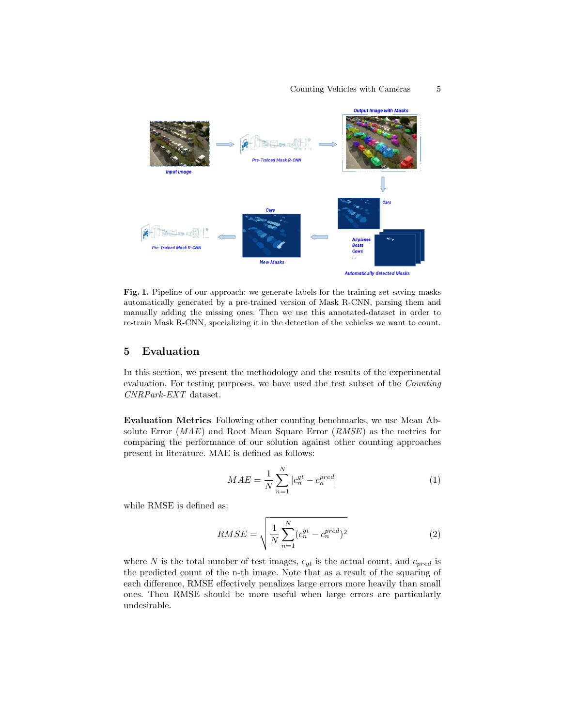**Fig. 1.** Pipeline of our approach: we generate labels for the training set saving masks automatically generated by a pre-trained version of Mask R-CNN, parsing them and manually adding the missing ones. Then we use this annotated-dataset in order to re-train Mask R-CNN, specializing it in the detection of the vehicles we want to count.

## 5 Evaluation

In this section, we present the methodology and the results of the experimental evaluation. For testing purposes, we have used the test subset of the *Counting CNRPark-EXT* dataset.

**Evaluation Metrics** Following other counting benchmarks, we use Mean Absolute Error (*MAE*) and Root Mean Square Error (*RMSE*) as the metrics for comparing the performance of our solution against other counting approaches present in literature. MAE is defined as follows:

$$MAE = \frac{1}{N} \sum_{n=1}^{N} |c_n^{gt} - c_n^{pred}| \tag{1}$$

while RMSE is defined as:

$$RMSE = \sqrt{\frac{1}{N} \sum_{n=1}^{N} (c_n^{gt} - c_n^{pred})^2} \tag{2}$$

where $N$ is the total number of test images, $c_{gt}$ is the actual count, and $c_{pred}$ is the predicted count of the n-th image. Note that as a result of the squaring of each difference, RMSE effectively penalizes large errors more heavily than small ones. Then RMSE should be more useful when large errors are particularly undesirable.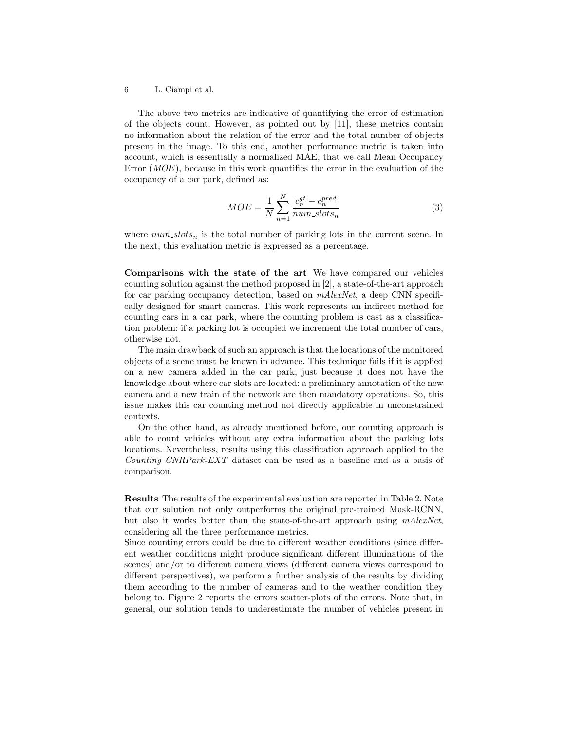The above two metrics are indicative of quantifying the error of estimation of the objects count. However, as pointed out by [11], these metrics contain no information about the relation of the error and the total number of objects present in the image. To this end, another performance metric is taken into account, which is essentially a normalized MAE, that we call Mean Occupancy Error (*MOE*), because in this work quantifies the error in the evaluation of the occupancy of a car park, defined as:

$$MOE = \frac{1}{N} \sum_{n=1}^{N} \frac{|c_n^{gt} - c_n^{pred}|}{num\_slots_n} \tag{3}$$

where $num\_slots_n$ is the total number of parking lots in the current scene. In the next, this evaluation metric is expressed as a percentage.

**Comparisons with the state of the art** We have compared our vehicles counting solution against the method proposed in [2], a state-of-the-art approach for car parking occupancy detection, based on *mAlexNet*, a deep CNN specifically designed for smart cameras. This work represents an indirect method for counting cars in a car park, where the counting problem is cast as a classification problem: if a parking lot is occupied we increment the total number of cars, otherwise not.

The main drawback of such an approach is that the locations of the monitored objects of a scene must be known in advance. This technique fails if it is applied on a new camera added in the car park, just because it does not have the knowledge about where car slots are located: a preliminary annotation of the new camera and a new train of the network are then mandatory operations. So, this issue makes this car counting method not directly applicable in unconstrained contexts.

On the other hand, as already mentioned before, our counting approach is able to count vehicles without any extra information about the parking lots locations. Nevertheless, results using this classification approach applied to the *Counting CNRPark-EXT* dataset can be used as a baseline and as a basis of comparison.

**Results** The results of the experimental evaluation are reported in Table 2. Note that our solution not only outperforms the original pre-trained Mask-RCNN, but also it works better than the state-of-the-art approach using *mAlexNet*, considering all the three performance metrics.
Since counting errors could be due to different weather conditions (since different weather conditions might produce significant different illuminations of the scenes) and/or to different camera views (different camera views correspond to different perspectives), we perform a further analysis of the results by dividing them according to the number of cameras and to the weather condition they belong to. Figure 2 reports the errors scatter-plots of the errors. Note that, in general, our solution tends to underestimate the number of vehicles present in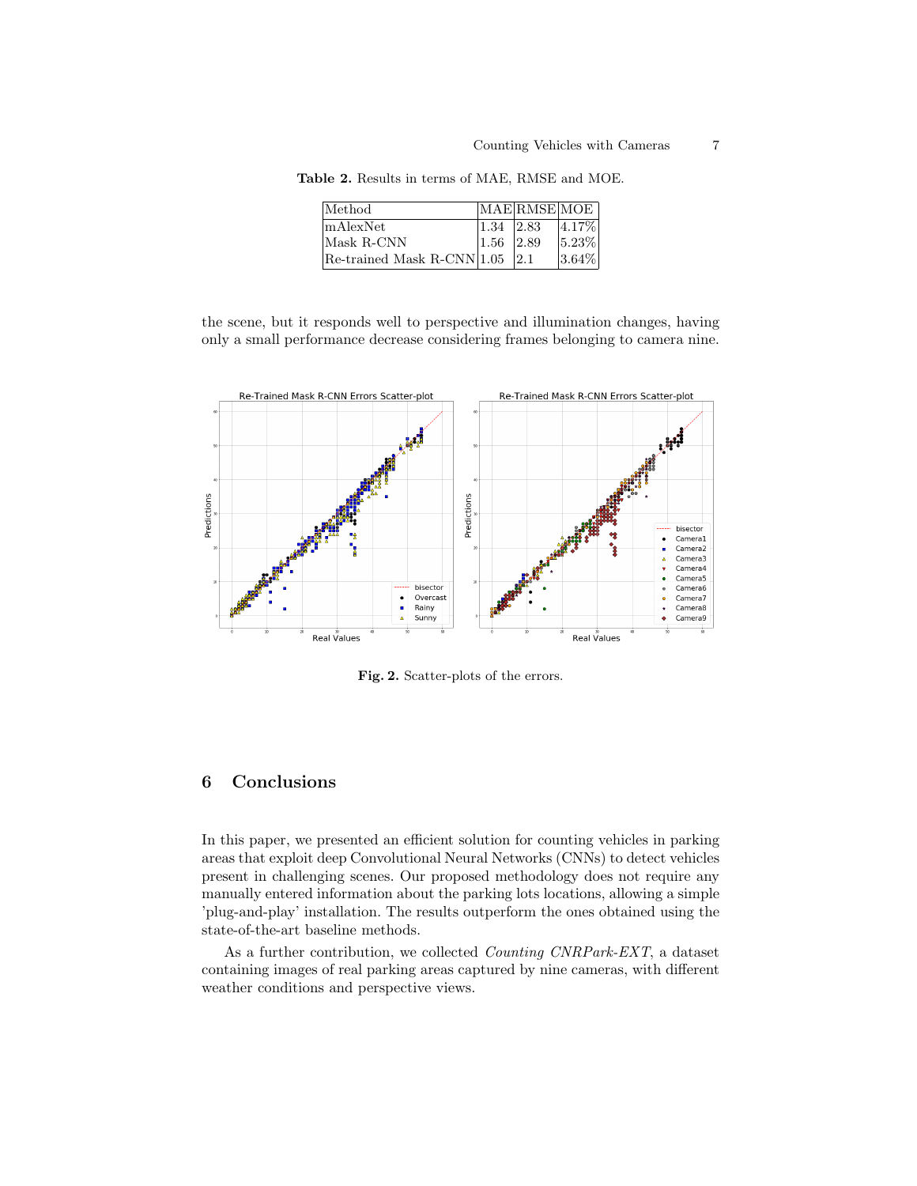**Table 2.** Results in terms of MAE, RMSE and MOE.

| Method | MAE | RMSE | MOE |
| --- | --- | --- | --- |
| mAlexNet | 1.34 | 2.83 | 4.17% |
| Mask R-CNN | 1.56 | 2.89 | 5.23% |
| Re-trained Mask R-CNN | 1.05 | 2.1 | 3.64% |

the scene, but it responds well to perspective and illumination changes, having only a small performance decrease considering frames belonging to camera nine.

**Fig. 2.** Scatter-plots of the errors.

## 6 Conclusions

In this paper, we presented an efficient solution for counting vehicles in parking areas that exploit deep Convolutional Neural Networks (CNNs) to detect vehicles present in challenging scenes. Our proposed methodology does not require any manually entered information about the parking lots locations, allowing a simple 'plug-and-play' installation. The results outperform the ones obtained using the state-of-the-art baseline methods.

As a further contribution, we collected *Counting CNRPark-EXT*, a dataset containing images of real parking areas captured by nine cameras, with different weather conditions and perspective views.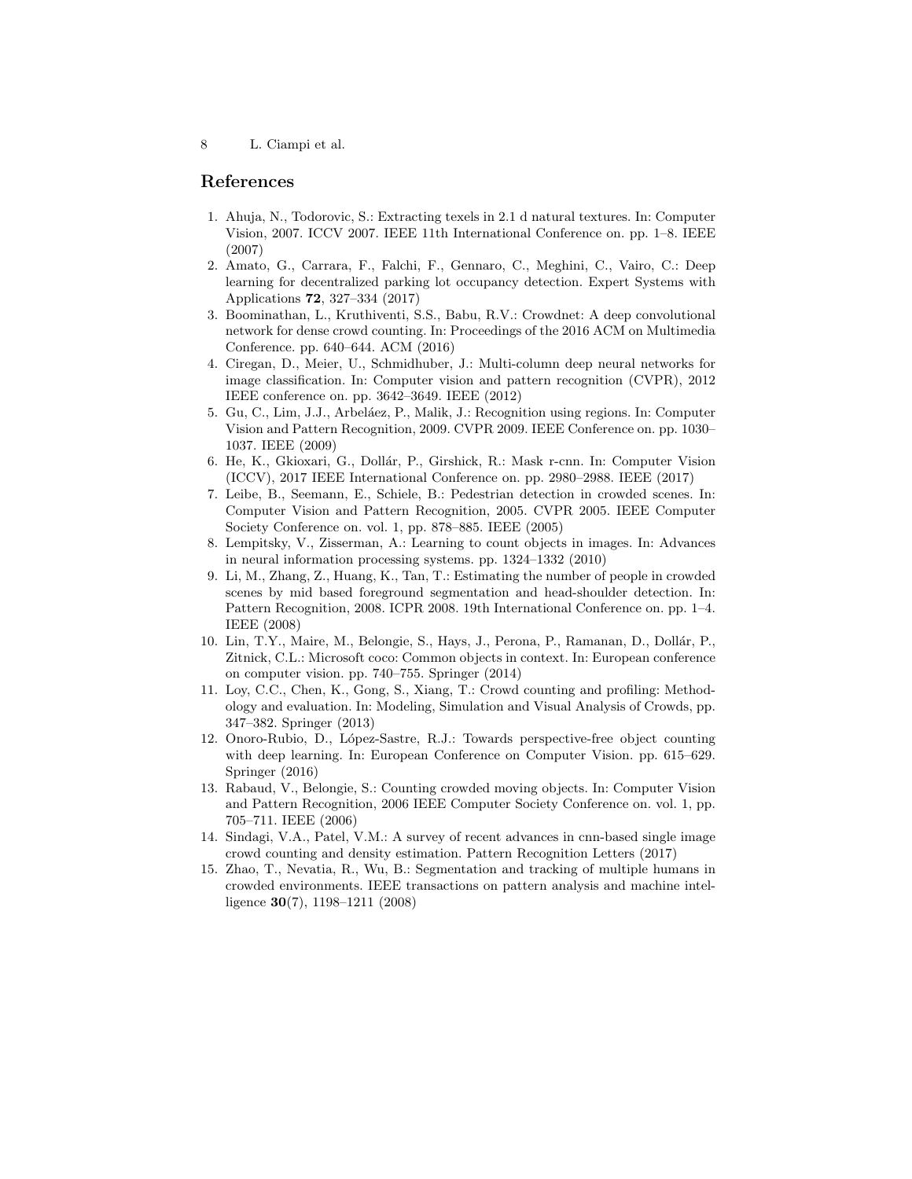## References

1. Ahuja, N., Todorovic, S.: Extracting texels in 2.1 d natural textures. In: Computer Vision, 2007. ICCV 2007. IEEE 11th International Conference on. pp. 1–8. IEEE (2007)
2. Amato, G., Carrara, F., Falchi, F., Gennaro, C., Meghini, C., Vairo, C.: Deep learning for decentralized parking lot occupancy detection. Expert Systems with Applications **72**, 327–334 (2017)
3. Boominathan, L., Kruthiventi, S.S., Babu, R.V.: Crowdnet: A deep convolutional network for dense crowd counting. In: Proceedings of the 2016 ACM on Multimedia Conference. pp. 640–644. ACM (2016)
4. Ciregan, D., Meier, U., Schmidhuber, J.: Multi-column deep neural networks for image classification. In: Computer vision and pattern recognition (CVPR), 2012 IEEE conference on. pp. 3642–3649. IEEE (2012)
5. Gu, C., Lim, J.J., Arbeláez, P., Malik, J.: Recognition using regions. In: Computer Vision and Pattern Recognition, 2009. CVPR 2009. IEEE Conference on. pp. 1030–1037. IEEE (2009)
6. He, K., Gkioxari, G., Dollár, P., Girshick, R.: Mask r-cnn. In: Computer Vision (ICCV), 2017 IEEE International Conference on. pp. 2980–2988. IEEE (2017)
7. Leibe, B., Seemann, E., Schiele, B.: Pedestrian detection in crowded scenes. In: Computer Vision and Pattern Recognition, 2005. CVPR 2005. IEEE Computer Society Conference on. vol. 1, pp. 878–885. IEEE (2005)
8. Lempitsky, V., Zisserman, A.: Learning to count objects in images. In: Advances in neural information processing systems. pp. 1324–1332 (2010)
9. Li, M., Zhang, Z., Huang, K., Tan, T.: Estimating the number of people in crowded scenes by mid based foreground segmentation and head-shoulder detection. In: Pattern Recognition, 2008. ICPR 2008. 19th International Conference on. pp. 1–4. IEEE (2008)
10. Lin, T.Y., Maire, M., Belongie, S., Hays, J., Perona, P., Ramanan, D., Dollár, P., Zitnick, C.L.: Microsoft coco: Common objects in context. In: European conference on computer vision. pp. 740–755. Springer (2014)
11. Loy, C.C., Chen, K., Gong, S., Xiang, T.: Crowd counting and profiling: Methodology and evaluation. In: Modeling, Simulation and Visual Analysis of Crowds, pp. 347–382. Springer (2013)
12. Onoro-Rubio, D., López-Sastre, R.J.: Towards perspective-free object counting with deep learning. In: European Conference on Computer Vision. pp. 615–629. Springer (2016)
13. Rabaud, V., Belongie, S.: Counting crowded moving objects. In: Computer Vision and Pattern Recognition, 2006 IEEE Computer Society Conference on. vol. 1, pp. 705–711. IEEE (2006)
14. Sindagi, V.A., Patel, V.M.: A survey of recent advances in cnn-based single image crowd counting and density estimation. Pattern Recognition Letters (2017)
15. Zhao, T., Nevatia, R., Wu, B.: Segmentation and tracking of multiple humans in crowded environments. IEEE transactions on pattern analysis and machine intelligence **30**(7), 1198–1211 (2008)